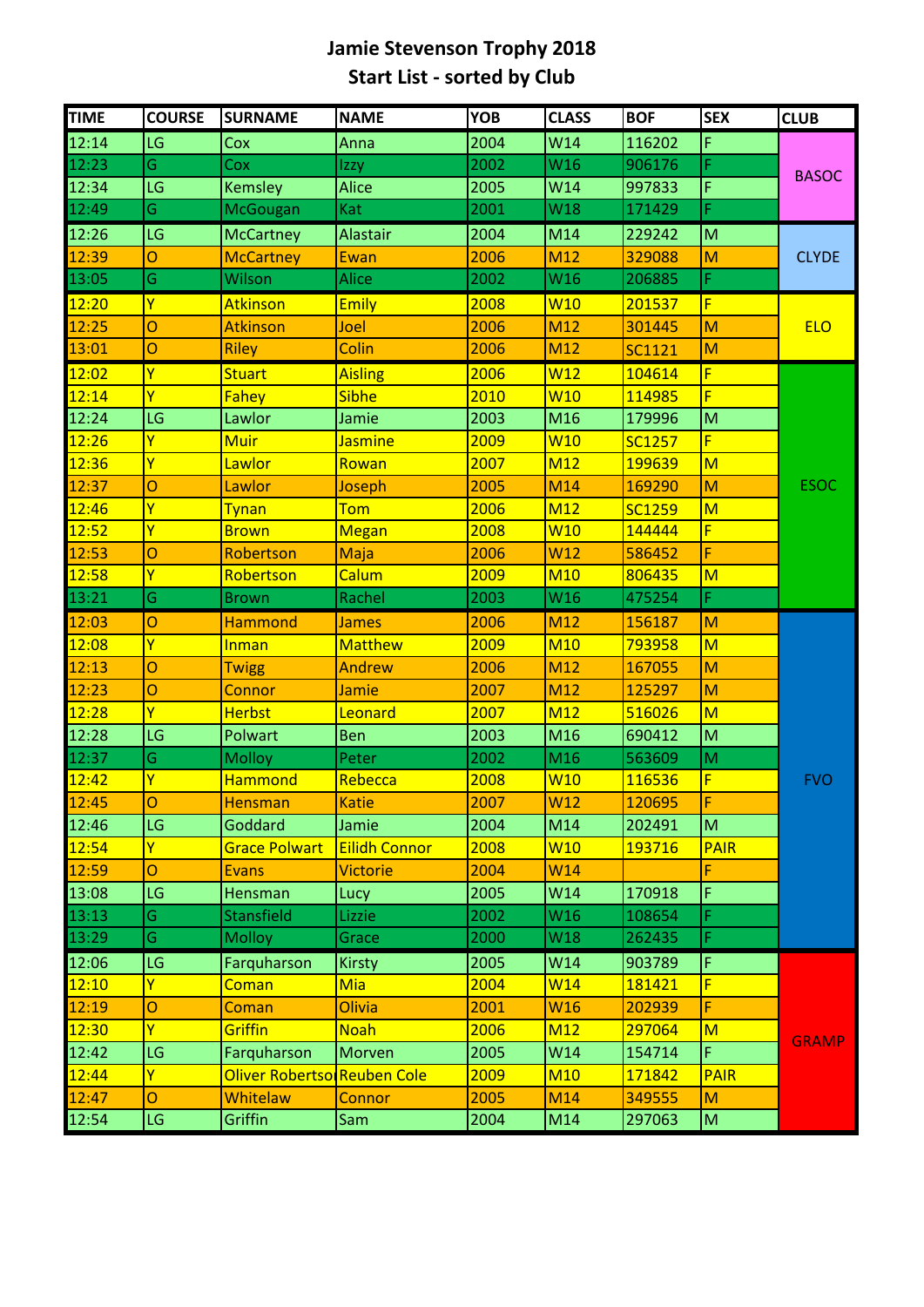# Jamie Stevenson Trophy 2018
## Start List - sorted by Club

| TIME | COURSE | SURNAME | NAME | YOB | CLASS | BOF | SEX | CLUB |
|---|---|---|---|---|---|---|---|---|
| 12:14 | LG | Cox | Anna | 2004 | W14 | 116202 | F | BASOC |
| 12:23 | G | Cox | Izzy | 2002 | W16 | 906176 | F | BASOC |
| 12:34 | LG | Kemsley | Alice | 2005 | W14 | 997833 | F | BASOC |
| 12:49 | G | McGougan | Kat | 2001 | W18 | 171429 | F | BASOC |
| 12:26 | LG | McCartney | Alastair | 2004 | M14 | 229242 | M | CLYDE |
| 12:39 | O | McCartney | Ewan | 2006 | M12 | 329088 | M | CLYDE |
| 13:05 | G | Wilson | Alice | 2002 | W16 | 206885 | F | CLYDE |
| 12:20 | Y | Atkinson | Emily | 2008 | W10 | 201537 | F | ELO |
| 12:25 | O | Atkinson | Joel | 2006 | M12 | 301445 | M | ELO |
| 13:01 | O | Riley | Colin | 2006 | M12 | SC1121 | M | ELO |
| 12:02 | Y | Stuart | Aisling | 2006 | W12 | 104614 | F | ESOC |
| 12:14 | Y | Fahey | Sibhe | 2010 | W10 | 114985 | F | ESOC |
| 12:24 | LG | Lawlor | Jamie | 2003 | M16 | 179996 | M | ESOC |
| 12:26 | Y | Muir | Jasmine | 2009 | W10 | SC1257 | F | ESOC |
| 12:36 | Y | Lawlor | Rowan | 2007 | M12 | 199639 | M | ESOC |
| 12:37 | O | Lawlor | Joseph | 2005 | M14 | 169290 | M | ESOC |
| 12:46 | Y | Tynan | Tom | 2006 | M12 | SC1259 | M | ESOC |
| 12:52 | Y | Brown | Megan | 2008 | W10 | 144444 | F | ESOC |
| 12:53 | O | Robertson | Maja | 2006 | W12 | 586452 | F | ESOC |
| 12:58 | Y | Robertson | Calum | 2009 | M10 | 806435 | M | ESOC |
| 13:21 | G | Brown | Rachel | 2003 | W16 | 475254 | F | ESOC |
| 12:03 | O | Hammond | James | 2006 | M12 | 156187 | M | FVO |
| 12:08 | Y | Inman | Matthew | 2009 | M10 | 793958 | M | FVO |
| 12:13 | O | Twigg | Andrew | 2006 | M12 | 167055 | M | FVO |
| 12:23 | O | Connor | Jamie | 2007 | M12 | 125297 | M | FVO |
| 12:28 | Y | Herbst | Leonard | 2007 | M12 | 516026 | M | FVO |
| 12:28 | LG | Polwart | Ben | 2003 | M16 | 690412 | M | FVO |
| 12:37 | G | Molloy | Peter | 2002 | M16 | 563609 | M | FVO |
| 12:42 | Y | Hammond | Rebecca | 2008 | W10 | 116536 | F | FVO |
| 12:45 | O | Hensman | Katie | 2007 | W12 | 120695 | F | FVO |
| 12:46 | LG | Goddard | Jamie | 2004 | M14 | 202491 | M | FVO |
| 12:54 | Y | Grace Polwart | Eilidh Connor | 2008 | W10 | 193716 | PAIR | FVO |
| 12:59 | O | Evans | Victorie | 2004 | W14 | | F | FVO |
| 13:08 | LG | Hensman | Lucy | 2005 | W14 | 170918 | F | FVO |
| 13:13 | G | Stansfield | Lizzie | 2002 | W16 | 108654 | F | FVO |
| 13:29 | G | Molloy | Grace | 2000 | W18 | 262435 | F | FVO |
| 12:06 | LG | Farquharson | Kirsty | 2005 | W14 | 903789 | F | GRAMP |
| 12:10 | Y | Coman | Mia | 2004 | W14 | 181421 | F | GRAMP |
| 12:19 | O | Coman | Olivia | 2001 | W16 | 202939 | F | GRAMP |
| 12:30 | Y | Griffin | Noah | 2006 | M12 | 297064 | M | GRAMP |
| 12:42 | LG | Farquharson | Morven | 2005 | W14 | 154714 | F | GRAMP |
| 12:44 | Y | Oliver Robertso | Reuben Cole | 2009 | M10 | 171842 | PAIR | GRAMP |
| 12:47 | O | Whitelaw | Connor | 2005 | M14 | 349555 | M | GRAMP |
| 12:54 | LG | Griffin | Sam | 2004 | M14 | 297063 | M | GRAMP |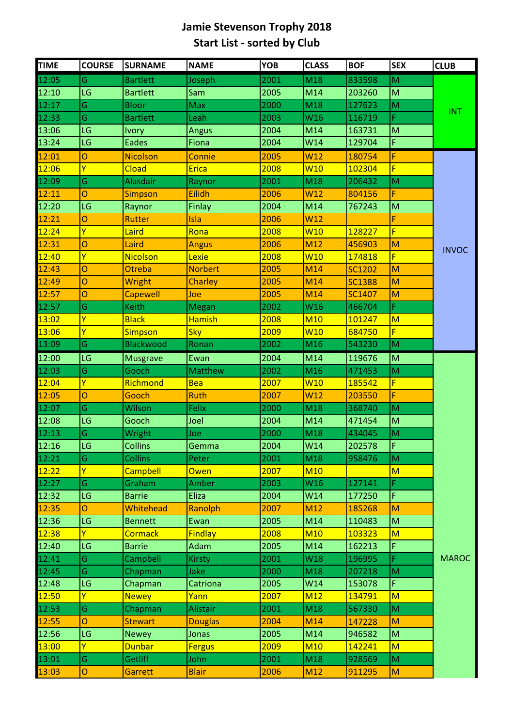# Jamie Stevenson Trophy 2018
## Start List - sorted by Club

| TIME | COURSE | SURNAME | NAME | YOB | CLASS | BOF | SEX | CLUB |
|---|---|---|---|---|---|---|---|---|
| 12:05 | G | Bartlett | Joseph | 2001 | M18 | 833598 | M | INT |
| 12:10 | LG | Bartlett | Sam | 2005 | M14 | 203260 | M | INT |
| 12:17 | G | Bloor | Max | 2000 | M18 | 127623 | M | INT |
| 12:33 | G | Bartlett | Leah | 2003 | W16 | 116719 | F | INT |
| 13:06 | LG | Ivory | Angus | 2004 | M14 | 163731 | M | INT |
| 13:24 | LG | Eades | Fiona | 2004 | W14 | 129704 | F | INT |
| 12:01 | O | Nicolson | Connie | 2005 | W12 | 180754 | F | INVOC |
| 12:06 | Y | Cload | Erica | 2008 | W10 | 102304 | F | INVOC |
| 12:09 | G | Alasdair | Raynor | 2001 | M18 | 206432 | M | INVOC |
| 12:11 | O | Simpson | Eilidh | 2006 | W12 | 804156 | F | INVOC |
| 12:20 | LG | Raynor | Finlay | 2004 | M14 | 767243 | M | INVOC |
| 12:21 | O | Rutter | Isla | 2006 | W12 | | F | INVOC |
| 12:24 | Y | Laird | Rona | 2008 | W10 | 128227 | F | INVOC |
| 12:31 | O | Laird | Angus | 2006 | M12 | 456903 | M | INVOC |
| 12:40 | Y | Nicolson | Lexie | 2008 | W10 | 174818 | F | INVOC |
| 12:43 | O | Otreba | Norbert | 2005 | M14 | SC1202 | M | INVOC |
| 12:49 | O | Wright | Charley | 2005 | M14 | SC1388 | M | INVOC |
| 12:57 | O | Capewell | Joe | 2005 | M14 | SC1407 | M | INVOC |
| 12:57 | G | Keith | Megan | 2002 | W16 | 466704 | F | INVOC |
| 13:02 | Y | Black | Hamish | 2008 | M10 | 101247 | M | INVOC |
| 13:06 | Y | Simpson | Sky | 2009 | W10 | 684750 | F | INVOC |
| 13:09 | G | Blackwood | Ronan | 2002 | M16 | 543230 | M | INVOC |
| 12:00 | LG | Musgrave | Ewan | 2004 | M14 | 119676 | M | MAROC |
| 12:03 | G | Gooch | Matthew | 2002 | M16 | 471453 | M | MAROC |
| 12:04 | Y | Richmond | Bea | 2007 | W10 | 185542 | F | MAROC |
| 12:05 | O | Gooch | Ruth | 2007 | W12 | 203550 | F | MAROC |
| 12:07 | G | Wilson | Felix | 2000 | M18 | 368740 | M | MAROC |
| 12:08 | LG | Gooch | Joel | 2004 | M14 | 471454 | M | MAROC |
| 12:13 | G | Wright | Joe | 2000 | M18 | 434045 | M | MAROC |
| 12:16 | LG | Collins | Gemma | 2004 | W14 | 202578 | F | MAROC |
| 12:21 | G | Collins | Peter | 2001 | M18 | 958476 | M | MAROC |
| 12:22 | Y | Campbell | Owen | 2007 | M10 | | M | MAROC |
| 12:27 | G | Graham | Amber | 2003 | W16 | 127141 | F | MAROC |
| 12:32 | LG | Barrie | Eliza | 2004 | W14 | 177250 | F | MAROC |
| 12:35 | O | Whitehead | Ranolph | 2007 | M12 | 185268 | M | MAROC |
| 12:36 | LG | Bennett | Ewan | 2005 | M14 | 110483 | M | MAROC |
| 12:38 | Y | Cormack | Findlay | 2008 | M10 | 103323 | M | MAROC |
| 12:40 | LG | Barrie | Adam | 2005 | M14 | 162213 | F | MAROC |
| 12:41 | G | Campbell | Kirsty | 2001 | W18 | 196995 | F | MAROC |
| 12:45 | G | Chapman | Jake | 2000 | M18 | 207218 | M | MAROC |
| 12:48 | LG | Chapman | Catriona | 2005 | W14 | 153078 | F | MAROC |
| 12:50 | Y | Newey | Yann | 2007 | M12 | 134791 | M | MAROC |
| 12:53 | G | Chapman | Alistair | 2001 | M18 | 567330 | M | MAROC |
| 12:55 | O | Stewart | Douglas | 2004 | M14 | 147228 | M | MAROC |
| 12:56 | LG | Newey | Jonas | 2005 | M14 | 946582 | M | MAROC |
| 13:00 | Y | Dunbar | Fergus | 2009 | M10 | 142241 | M | MAROC |
| 13:01 | G | Getliff | John | 2001 | M18 | 928569 | M | MAROC |
| 13:03 | O | Garrett | Blair | 2006 | M12 | 911295 | M | MAROC |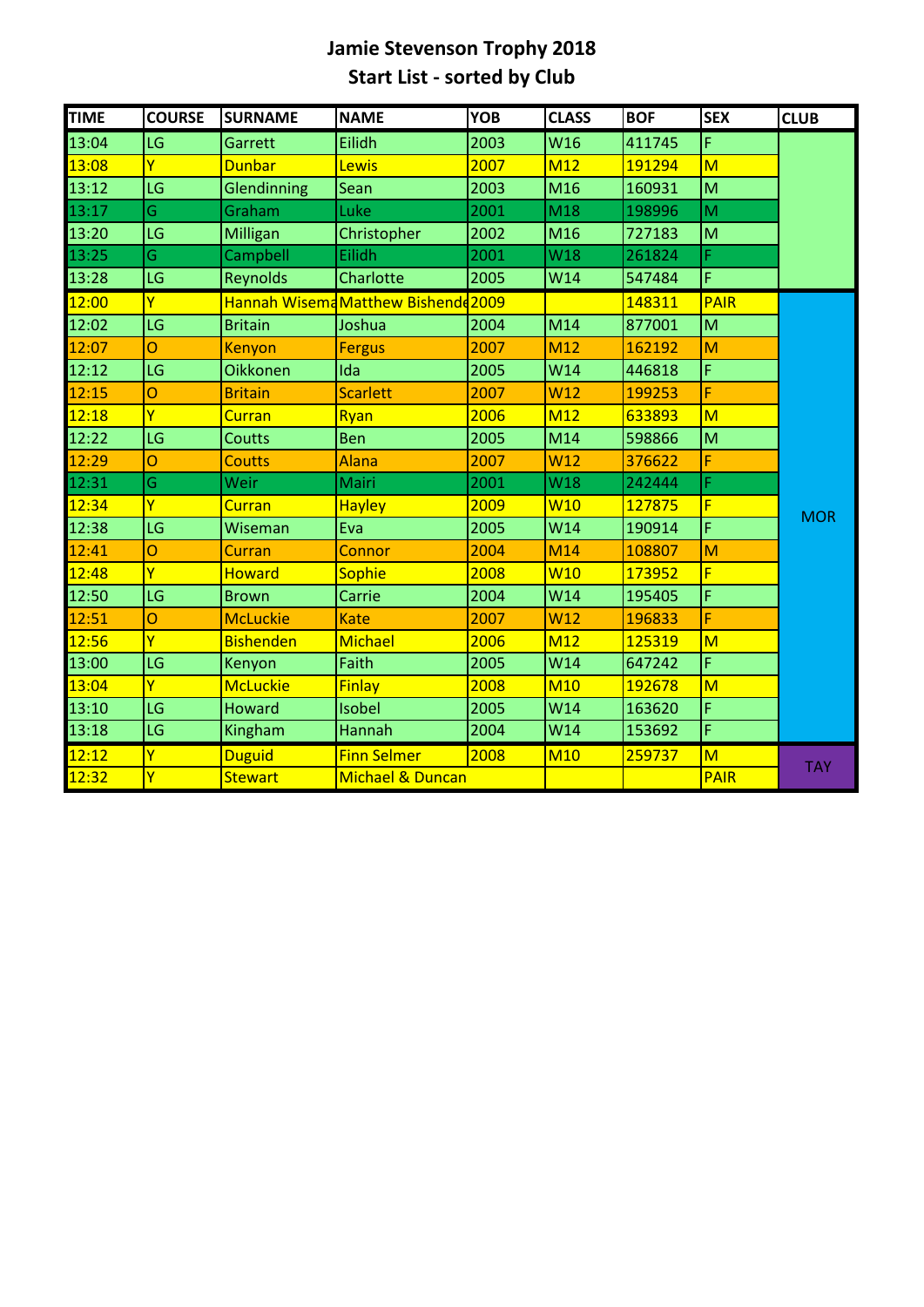## Jamie Stevenson Trophy 2018
## Start List - sorted by Club

| TIME | COURSE | SURNAME | NAME | YOB | CLASS | BOF | SEX | CLUB |
|---|---|---|---|---|---|---|---|---|
| 13:04 | LG | Garrett | Eilidh | 2003 | W16 | 411745 | F | |
| 13:08 | Y | Dunbar | Lewis | 2007 | M12 | 191294 | M | |
| 13:12 | LG | Glendinning | Sean | 2003 | M16 | 160931 | M | |
| 13:17 | G | Graham | Luke | 2001 | M18 | 198996 | M | |
| 13:20 | LG | Milligan | Christopher | 2002 | M16 | 727183 | M | |
| 13:25 | G | Campbell | Eilidh | 2001 | W18 | 261824 | F | |
| 13:28 | LG | Reynolds | Charlotte | 2005 | W14 | 547484 | F | |
| 12:00 | Y | Hannah Wisema | Matthew Bishende | 2009 | | 148311 | PAIR | MOR |
| 12:02 | LG | Britain | Joshua | 2004 | M14 | 877001 | M | MOR |
| 12:07 | O | Kenyon | Fergus | 2007 | M12 | 162192 | M | MOR |
| 12:12 | LG | Oikkonen | Ida | 2005 | W14 | 446818 | F | MOR |
| 12:15 | O | Britain | Scarlett | 2007 | W12 | 199253 | F | MOR |
| 12:18 | Y | Curran | Ryan | 2006 | M12 | 633893 | M | MOR |
| 12:22 | LG | Coutts | Ben | 2005 | M14 | 598866 | M | MOR |
| 12:29 | O | Coutts | Alana | 2007 | W12 | 376622 | F | MOR |
| 12:31 | G | Weir | Mairi | 2001 | W18 | 242444 | F | MOR |
| 12:34 | Y | Curran | Hayley | 2009 | W10 | 127875 | F | MOR |
| 12:38 | LG | Wiseman | Eva | 2005 | W14 | 190914 | F | MOR |
| 12:41 | O | Curran | Connor | 2004 | M14 | 108807 | M | MOR |
| 12:48 | Y | Howard | Sophie | 2008 | W10 | 173952 | F | MOR |
| 12:50 | LG | Brown | Carrie | 2004 | W14 | 195405 | F | MOR |
| 12:51 | O | McLuckie | Kate | 2007 | W12 | 196833 | F | MOR |
| 12:56 | Y | Bishenden | Michael | 2006 | M12 | 125319 | M | MOR |
| 13:00 | LG | Kenyon | Faith | 2005 | W14 | 647242 | F | MOR |
| 13:04 | Y | McLuckie | Finlay | 2008 | M10 | 192678 | M | MOR |
| 13:10 | LG | Howard | Isobel | 2005 | W14 | 163620 | F | MOR |
| 13:18 | LG | Kingham | Hannah | 2004 | W14 | 153692 | F | MOR |
| 12:12 | Y | Duguid | Finn Selmer | 2008 | M10 | 259737 | M | TAY |
| 12:32 | Y | Stewart | Michael & Duncan | | | | PAIR | TAY |